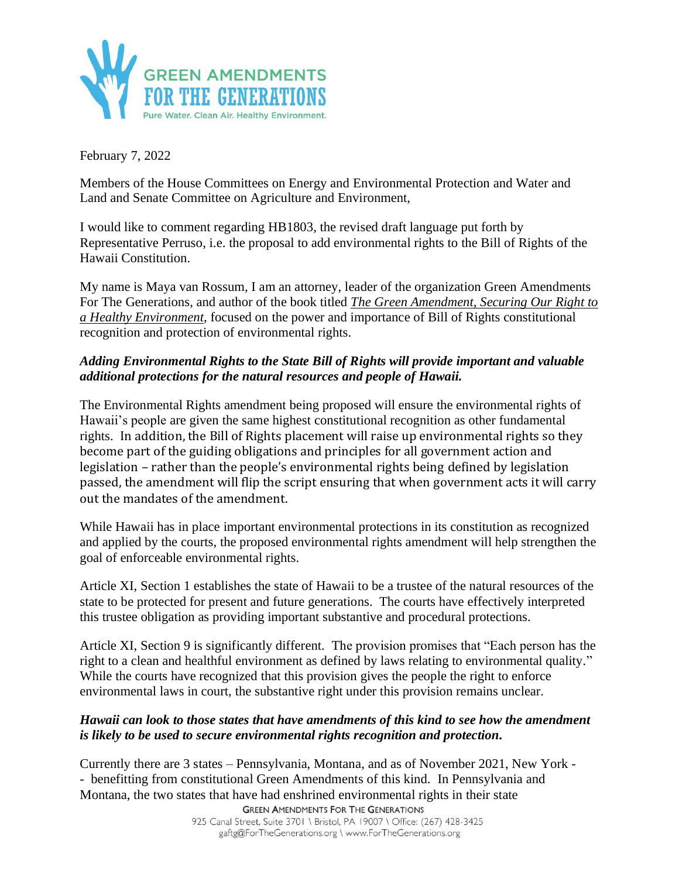February 7, 2022

Members of the House Committees on Energy and Environmental Protection and Water and Land and Senate Committee on Agriculture and Environment,

I would like to comment regarding HB1803, the revised draft language put forth by Representative Perruso, i.e. the proposal to add environmental rights to the Bill of Rights of the Hawaii Constitution.

My name is Maya van Rossum, I am an attorney, leader of the organization Green Amendments For The Generations, and author of the book titled ***The Green Amendment, Securing Our Right to a Healthy Environment***, focused on the power and importance of Bill of Rights constitutional recognition and protection of environmental rights.

***Adding Environmental Rights to the State Bill of Rights will provide important and valuable additional protections for the natural resources and people of Hawaii.***

The Environmental Rights amendment being proposed will ensure the environmental rights of Hawaii's people are given the same highest constitutional recognition as other fundamental rights. In addition, the Bill of Rights placement will raise up environmental rights so they become part of the guiding obligations and principles for all government action and legislation – rather than the people's environmental rights being defined by legislation passed, the amendment will flip the script ensuring that when government acts it will carry out the mandates of the amendment.

While Hawaii has in place important environmental protections in its constitution as recognized and applied by the courts, the proposed environmental rights amendment will help strengthen the goal of enforceable environmental rights.

Article XI, Section 1 establishes the state of Hawaii to be a trustee of the natural resources of the state to be protected for present and future generations. The courts have effectively interpreted this trustee obligation as providing important substantive and procedural protections.

Article XI, Section 9 is significantly different. The provision promises that "Each person has the right to a clean and healthful environment as defined by laws relating to environmental quality." While the courts have recognized that this provision gives the people the right to enforce environmental laws in court, the substantive right under this provision remains unclear.

***Hawaii can look to those states that have amendments of this kind to see how the amendment is likely to be used to secure environmental rights recognition and protection.***

Currently there are 3 states – Pennsylvania, Montana, and as of November 2021, New York -- benefitting from constitutional Green Amendments of this kind. In Pennsylvania and Montana, the two states that have had enshrined environmental rights in their state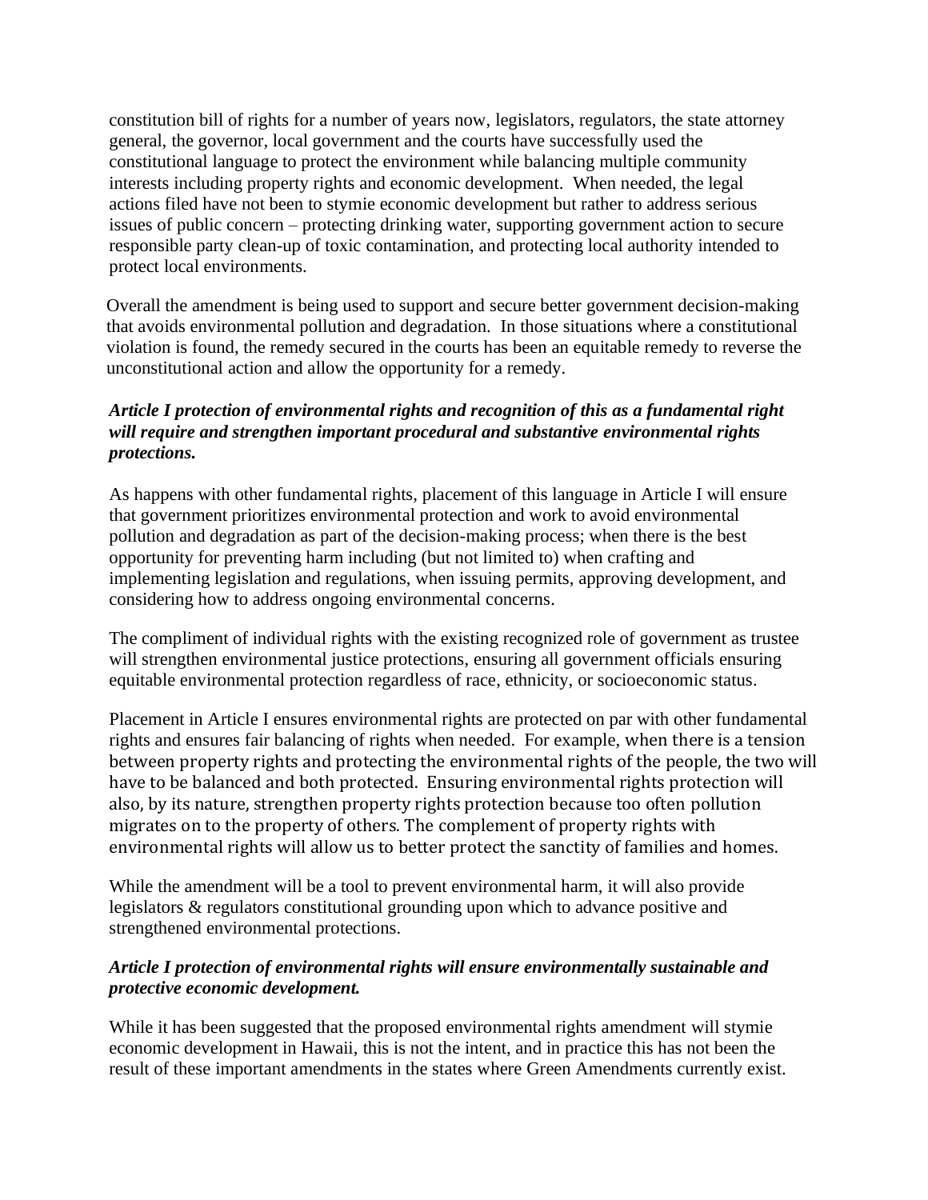constitution bill of rights for a number of years now, legislators, regulators, the state attorney general, the governor, local government and the courts have successfully used the constitutional language to protect the environment while balancing multiple community interests including property rights and economic development. When needed, the legal actions filed have not been to stymie economic development but rather to address serious issues of public concern – protecting drinking water, supporting government action to secure responsible party clean-up of toxic contamination, and protecting local authority intended to protect local environments.

Overall the amendment is being used to support and secure better government decision-making that avoids environmental pollution and degradation. In those situations where a constitutional violation is found, the remedy secured in the courts has been an equitable remedy to reverse the unconstitutional action and allow the opportunity for a remedy.

***Article I protection of environmental rights and recognition of this as a fundamental right will require and strengthen important procedural and substantive environmental rights protections.***

As happens with other fundamental rights, placement of this language in Article I will ensure that government prioritizes environmental protection and work to avoid environmental pollution and degradation as part of the decision-making process; when there is the best opportunity for preventing harm including (but not limited to) when crafting and implementing legislation and regulations, when issuing permits, approving development, and considering how to address ongoing environmental concerns.

The compliment of individual rights with the existing recognized role of government as trustee will strengthen environmental justice protections, ensuring all government officials ensuring equitable environmental protection regardless of race, ethnicity, or socioeconomic status.

Placement in Article I ensures environmental rights are protected on par with other fundamental rights and ensures fair balancing of rights when needed. For example, when there is a tension between property rights and protecting the environmental rights of the people, the two will have to be balanced and both protected. Ensuring environmental rights protection will also, by its nature, strengthen property rights protection because too often pollution migrates on to the property of others. The complement of property rights with environmental rights will allow us to better protect the sanctity of families and homes.

While the amendment will be a tool to prevent environmental harm, it will also provide legislators & regulators constitutional grounding upon which to advance positive and strengthened environmental protections.

***Article I protection of environmental rights will ensure environmentally sustainable and protective economic development.***

While it has been suggested that the proposed environmental rights amendment will stymie economic development in Hawaii, this is not the intent, and in practice this has not been the result of these important amendments in the states where Green Amendments currently exist.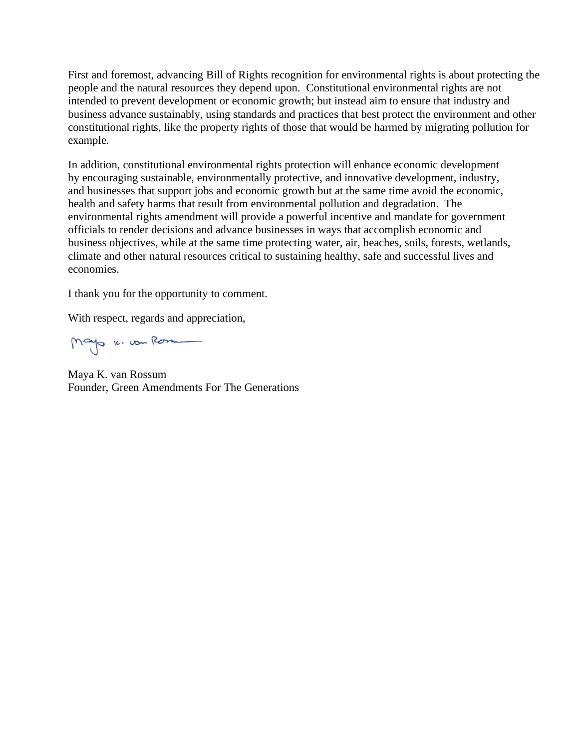First and foremost, advancing Bill of Rights recognition for environmental rights is about protecting the people and the natural resources they depend upon. Constitutional environmental rights are not intended to prevent development or economic growth; but instead aim to ensure that industry and business advance sustainably, using standards and practices that best protect the environment and other constitutional rights, like the property rights of those that would be harmed by migrating pollution for example.

In addition, constitutional environmental rights protection will enhance economic development by encouraging sustainable, environmentally protective, and innovative development, industry, and businesses that support jobs and economic growth but <u>at the same time avoid</u> the economic, health and safety harms that result from environmental pollution and degradation. The environmental rights amendment will provide a powerful incentive and mandate for government officials to render decisions and advance businesses in ways that accomplish economic and business objectives, while at the same time protecting water, air, beaches, soils, forests, wetlands, climate and other natural resources critical to sustaining healthy, safe and successful lives and economies.

I thank you for the opportunity to comment.

With respect, regards and appreciation,

Maya K. van Rossum

Maya K. van Rossum
Founder, Green Amendments For The Generations